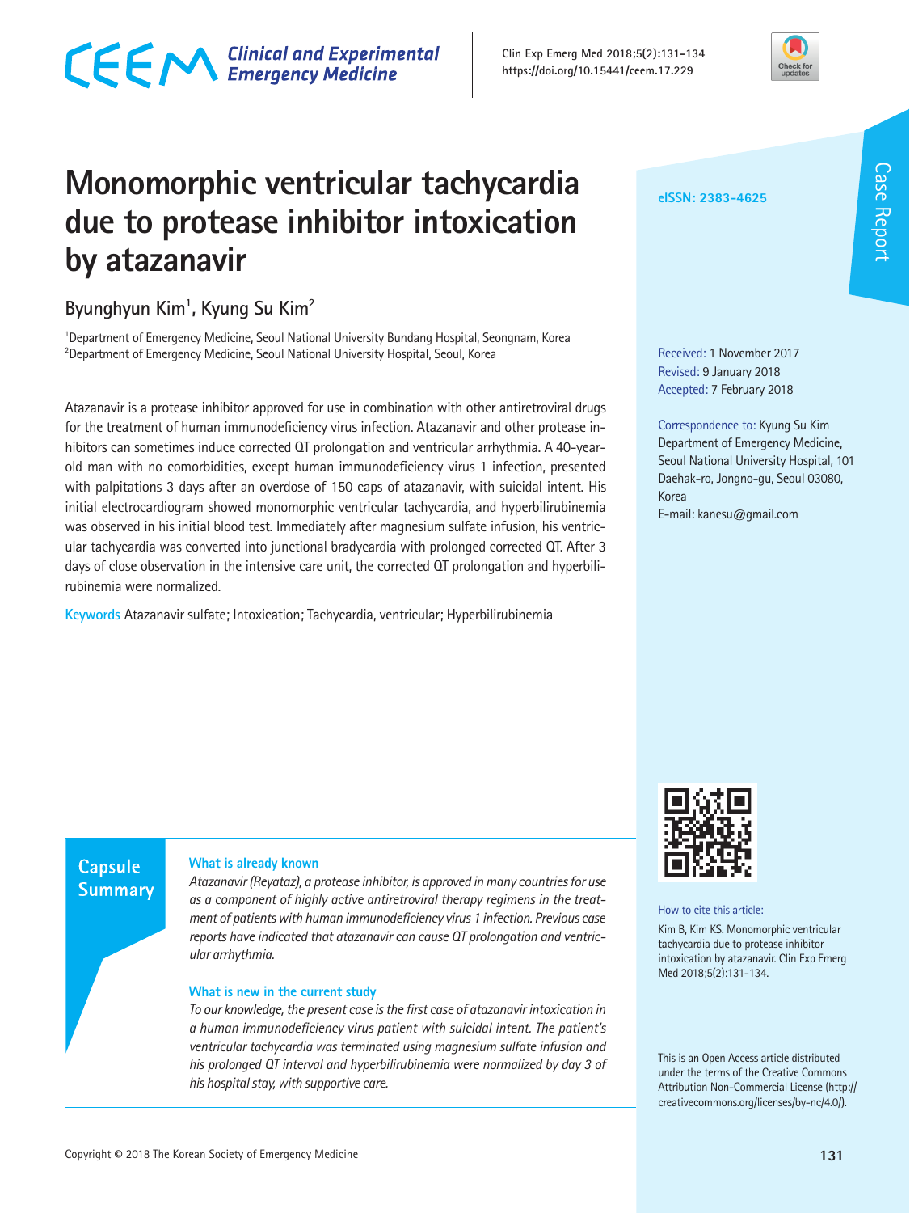# Monomorphic ventricular tachycardia due to protease inhibitor intoxication by atazanavir

Byunghyun Kim[1], Kyung Su Kim[2]

[1]Department of Emergency Medicine, Seoul National University Bundang Hospital, Seongnam, Korea
[2]Department of Emergency Medicine, Seoul National University Hospital, Seoul, Korea

eISSN: 2383-4625

Case Report

Received: 1 November 2017
Revised: 9 January 2018
Accepted: 7 February 2018

Correspondence to: Kyung Su Kim
Department of Emergency Medicine, Seoul National University Hospital, 101 Daehak-ro, Jongno-gu, Seoul 03080, Korea
E-mail: kanesu@gmail.com

Atazanavir is a protease inhibitor approved for use in combination with other antiretroviral drugs for the treatment of human immunodeficiency virus infection. Atazanavir and other protease inhibitors can sometimes induce corrected QT prolongation and ventricular arrhythmia. A 40-year-old man with no comorbidities, except human immunodeficiency virus 1 infection, presented with palpitations 3 days after an overdose of 150 caps of atazanavir, with suicidal intent. His initial electrocardiogram showed monomorphic ventricular tachycardia, and hyperbilirubinemia was observed in his initial blood test. Immediately after magnesium sulfate infusion, his ventricular tachycardia was converted into junctional bradycardia with prolonged corrected QT. After 3 days of close observation in the intensive care unit, the corrected QT prolongation and hyperbilirubinemia were normalized.

**Keywords** Atazanavir sulfate; Intoxication; Tachycardia, ventricular; Hyperbilirubinemia

## Capsule Summary

### What is already known

*Atazanavir (Reyataz), a protease inhibitor, is approved in many countries for use as a component of highly active antiretroviral therapy regimens in the treatment of patients with human immunodeficiency virus 1 infection. Previous case reports have indicated that atazanavir can cause QT prolongation and ventricular arrhythmia.*

### What is new in the current study

*To our knowledge, the present case is the first case of atazanavir intoxication in a human immunodeficiency virus patient with suicidal intent. The patient's ventricular tachycardia was terminated using magnesium sulfate infusion and his prolonged QT interval and hyperbilirubinemia were normalized by day 3 of his hospital stay, with supportive care.*

How to cite this article:
Kim B, Kim KS. Monomorphic ventricular tachycardia due to protease inhibitor intoxication by atazanavir. Clin Exp Emerg Med 2018;5(2):131-134.

This is an Open Access article distributed under the terms of the Creative Commons Attribution Non-Commercial License (http://creativecommons.org/licenses/by-nc/4.0/).

Copyright © 2018 The Korean Society of Emergency Medicine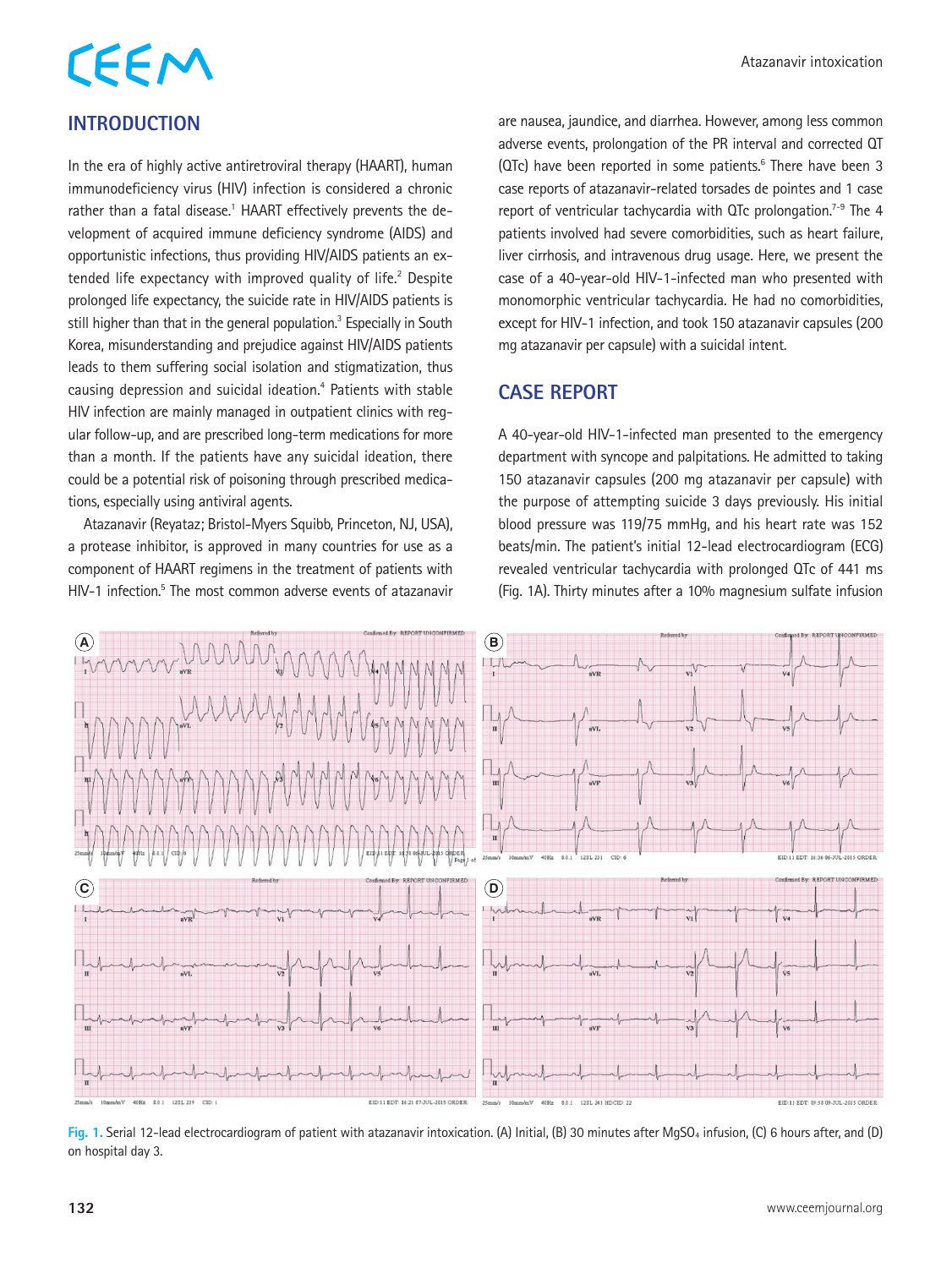## INTRODUCTION

In the era of highly active antiretroviral therapy (HAART), human immunodeficiency virus (HIV) infection is considered a chronic rather than a fatal disease.[1] HAART effectively prevents the development of acquired immune deficiency syndrome (AIDS) and opportunistic infections, thus providing HIV/AIDS patients an extended life expectancy with improved quality of life.[2] Despite prolonged life expectancy, the suicide rate in HIV/AIDS patients is still higher than that in the general population.[3] Especially in South Korea, misunderstanding and prejudice against HIV/AIDS patients leads to them suffering social isolation and stigmatization, thus causing depression and suicidal ideation.[4] Patients with stable HIV infection are mainly managed in outpatient clinics with regular follow-up, and are prescribed long-term medications for more than a month. If the patients have any suicidal ideation, there could be a potential risk of poisoning through prescribed medications, especially using antiviral agents.

Atazanavir (Reyataz; Bristol-Myers Squibb, Princeton, NJ, USA), a protease inhibitor, is approved in many countries for use as a component of HAART regimens in the treatment of patients with HIV-1 infection.[5] The most common adverse events of atazanavir are nausea, jaundice, and diarrhea. However, among less common adverse events, prolongation of the PR interval and corrected QT (QTc) have been reported in some patients.[6] There have been 3 case reports of atazanavir-related torsades de pointes and 1 case report of ventricular tachycardia with QTc prolongation.[7-9] The 4 patients involved had severe comorbidities, such as heart failure, liver cirrhosis, and intravenous drug usage. Here, we present the case of a 40-year-old HIV-1-infected man who presented with monomorphic ventricular tachycardia. He had no comorbidities, except for HIV-1 infection, and took 150 atazanavir capsules (200 mg atazanavir per capsule) with a suicidal intent.

## CASE REPORT

A 40-year-old HIV-1-infected man presented to the emergency department with syncope and palpitations. He admitted to taking 150 atazanavir capsules (200 mg atazanavir per capsule) with the purpose of attempting suicide 3 days previously. His initial blood pressure was 119/75 mmHg, and his heart rate was 152 beats/min. The patient's initial 12-lead electrocardiogram (ECG) revealed ventricular tachycardia with prolonged QTc of 441 ms (Fig. 1A). Thirty minutes after a 10% magnesium sulfate infusion

**Fig. 1.** Serial 12-lead electrocardiogram of patient with atazanavir intoxication. (A) Initial, (B) 30 minutes after $MgSO_4$ infusion, (C) 6 hours after, and (D) on hospital day 3.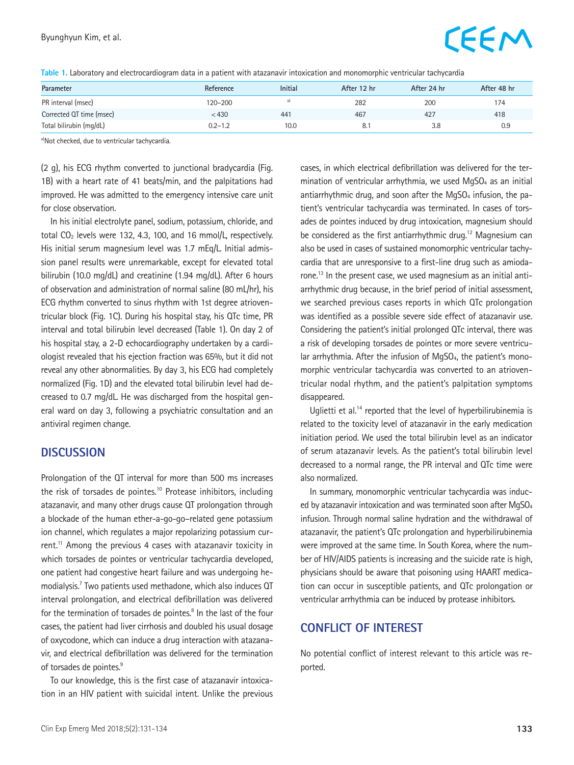**Table 1.** Laboratory and electrocardiogram data in a patient with atazanavir intoxication and monomorphic ventricular tachycardia

| Parameter | Reference | Initial | After 12 hr | After 24 hr | After 48 hr |
|---|---|---|---|---|---|
| PR interval (msec) | 120–200 | [a] | 282 | 200 | 174 |
| Corrected QT time (msec) | <430 | 441 | 467 | 427 | 418 |
| Total bilirubin (mg/dL) | 0.2–1.2 | 10.0 | 8.1 | 3.8 | 0.9 |

[a]Not checked, due to ventricular tachycardia.

(2 g), his ECG rhythm converted to junctional bradycardia (Fig. 1B) with a heart rate of 41 beats/min, and the palpitations had improved. He was admitted to the emergency intensive care unit for close observation.

In his initial electrolyte panel, sodium, potassium, chloride, and total $CO_2$ levels were 132, 4.3, 100, and 16 mmol/L, respectively. His initial serum magnesium level was 1.7 mEq/L. Initial admission panel results were unremarkable, except for elevated total bilirubin (10.0 mg/dL) and creatinine (1.94 mg/dL). After 6 hours of observation and administration of normal saline (80 mL/hr), his ECG rhythm converted to sinus rhythm with 1st degree atrioventricular block (Fig. 1C). During his hospital stay, his QTc time, PR interval and total bilirubin level decreased (Table 1). On day 2 of his hospital stay, a 2-D echocardiography undertaken by a cardiologist revealed that his ejection fraction was 65%, but it did not reveal any other abnormalities. By day 3, his ECG had completely normalized (Fig. 1D) and the elevated total bilirubin level had decreased to 0.7 mg/dL. He was discharged from the hospital general ward on day 3, following a psychiatric consultation and an antiviral regimen change.

## DISCUSSION

Prolongation of the QT interval for more than 500 ms increases the risk of torsades de pointes.[10] Protease inhibitors, including atazanavir, and many other drugs cause QT prolongation through a blockade of the human ether-a-go-go–related gene potassium ion channel, which regulates a major repolarizing potassium current.[11] Among the previous 4 cases with atazanavir toxicity in which torsades de pointes or ventricular tachycardia developed, one patient had congestive heart failure and was undergoing hemodialysis.[7] Two patients used methadone, which also induces QT interval prolongation, and electrical defibrillation was delivered for the termination of torsades de pointes.[8] In the last of the four cases, the patient had liver cirrhosis and doubled his usual dosage of oxycodone, which can induce a drug interaction with atazanavir, and electrical defibrillation was delivered for the termination of torsades de pointes.[9]

To our knowledge, this is the first case of atazanavir intoxication in an HIV patient with suicidal intent. Unlike the previous cases, in which electrical defibrillation was delivered for the termination of ventricular arrhythmia, we used $MgSO_4$ as an initial antiarrhythmic drug, and soon after the $MgSO_4$ infusion, the patient's ventricular tachycardia was terminated. In cases of torsades de pointes induced by drug intoxication, magnesium should be considered as the first antiarrhythmic drug.[12] Magnesium can also be used in cases of sustained monomorphic ventricular tachycardia that are unresponsive to a first-line drug such as amiodarone.[13] In the present case, we used magnesium as an initial antiarrhythmic drug because, in the brief period of initial assessment, we searched previous cases reports in which QTc prolongation was identified as a possible severe side effect of atazanavir use. Considering the patient's initial prolonged QTc interval, there was a risk of developing torsades de pointes or more severe ventricular arrhythmia. After the infusion of $MgSO_4$, the patient's monomorphic ventricular tachycardia was converted to an atrioventricular nodal rhythm, and the patient's palpitation symptoms disappeared.

Uglietti et al.[14] reported that the level of hyperbilirubinemia is related to the toxicity level of atazanavir in the early medication initiation period. We used the total bilirubin level as an indicator of serum atazanavir levels. As the patient's total bilirubin level decreased to a normal range, the PR interval and QTc time were also normalized.

In summary, monomorphic ventricular tachycardia was induced by atazanavir intoxication and was terminated soon after $MgSO_4$ infusion. Through normal saline hydration and the withdrawal of atazanavir, the patient's QTc prolongation and hyperbilirubinemia were improved at the same time. In South Korea, where the number of HIV/AIDS patients is increasing and the suicide rate is high, physicians should be aware that poisoning using HAART medication can occur in susceptible patients, and QTc prolongation or ventricular arrhythmia can be induced by protease inhibitors.

## CONFLICT OF INTEREST

No potential conflict of interest relevant to this article was reported.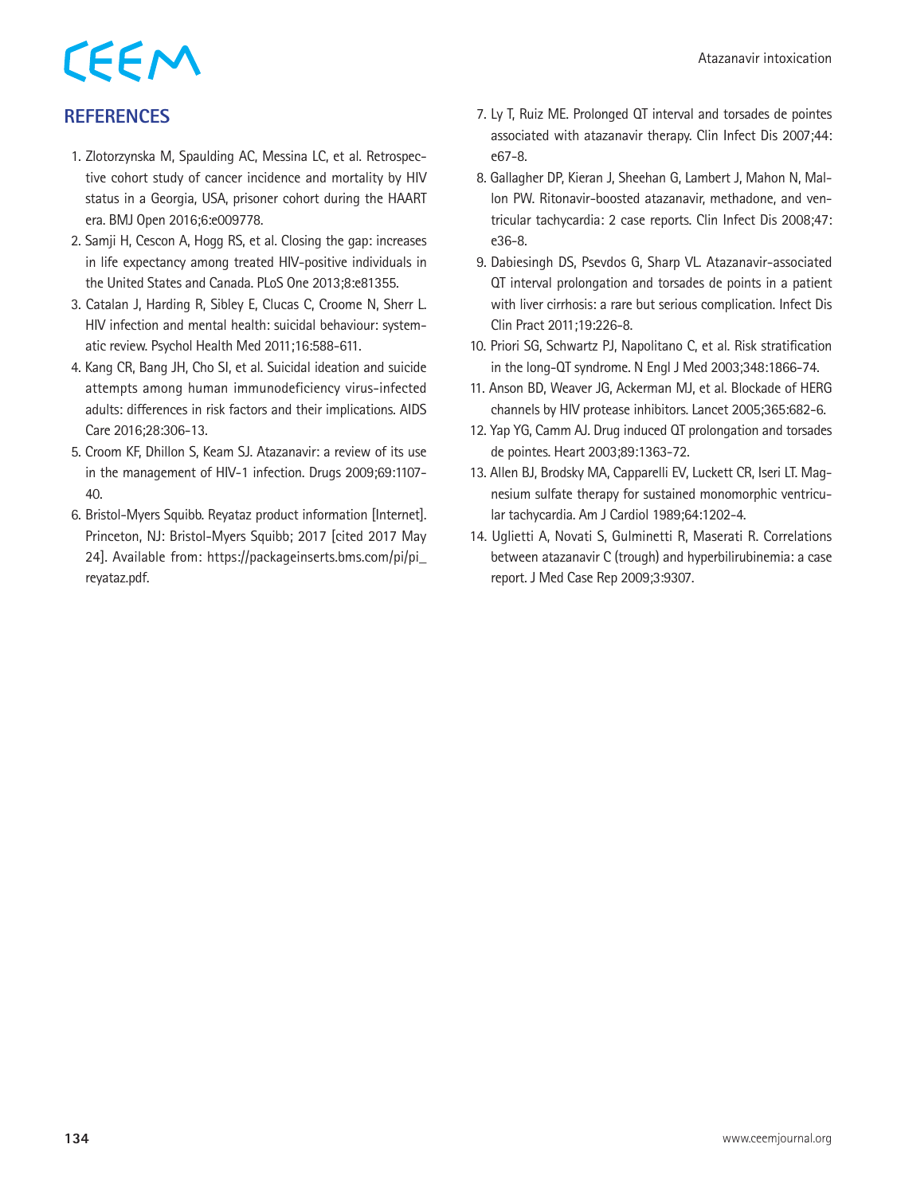## REFERENCES

1. Zlotorzynska M, Spaulding AC, Messina LC, et al. Retrospective cohort study of cancer incidence and mortality by HIV status in a Georgia, USA, prisoner cohort during the HAART era. BMJ Open 2016;6:e009778.
2. Samji H, Cescon A, Hogg RS, et al. Closing the gap: increases in life expectancy among treated HIV-positive individuals in the United States and Canada. PLoS One 2013;8:e81355.
3. Catalan J, Harding R, Sibley E, Clucas C, Croome N, Sherr L. HIV infection and mental health: suicidal behaviour: systematic review. Psychol Health Med 2011;16:588-611.
4. Kang CR, Bang JH, Cho SI, et al. Suicidal ideation and suicide attempts among human immunodeficiency virus-infected adults: differences in risk factors and their implications. AIDS Care 2016;28:306-13.
5. Croom KF, Dhillon S, Keam SJ. Atazanavir: a review of its use in the management of HIV-1 infection. Drugs 2009;69:1107-40.
6. Bristol-Myers Squibb. Reyataz product information [Internet]. Princeton, NJ: Bristol-Myers Squibb; 2017 [cited 2017 May 24]. Available from: https://packageinserts.bms.com/pi/pi_reyataz.pdf.
7. Ly T, Ruiz ME. Prolonged QT interval and torsades de pointes associated with atazanavir therapy. Clin Infect Dis 2007;44:e67-8.
8. Gallagher DP, Kieran J, Sheehan G, Lambert J, Mahon N, Mallon PW. Ritonavir-boosted atazanavir, methadone, and ventricular tachycardia: 2 case reports. Clin Infect Dis 2008;47:e36-8.
9. Dabiesingh DS, Psevdos G, Sharp VL. Atazanavir-associated QT interval prolongation and torsades de points in a patient with liver cirrhosis: a rare but serious complication. Infect Dis Clin Pract 2011;19:226-8.
10. Priori SG, Schwartz PJ, Napolitano C, et al. Risk stratification in the long-QT syndrome. N Engl J Med 2003;348:1866-74.
11. Anson BD, Weaver JG, Ackerman MJ, et al. Blockade of HERG channels by HIV protease inhibitors. Lancet 2005;365:682-6.
12. Yap YG, Camm AJ. Drug induced QT prolongation and torsades de pointes. Heart 2003;89:1363-72.
13. Allen BJ, Brodsky MA, Capparelli EV, Luckett CR, Iseri LT. Magnesium sulfate therapy for sustained monomorphic ventricular tachycardia. Am J Cardiol 1989;64:1202-4.
14. Uglietti A, Novati S, Gulminetti R, Maserati R. Correlations between atazanavir C (trough) and hyperbilirubinemia: a case report. J Med Case Rep 2009;3:9307.